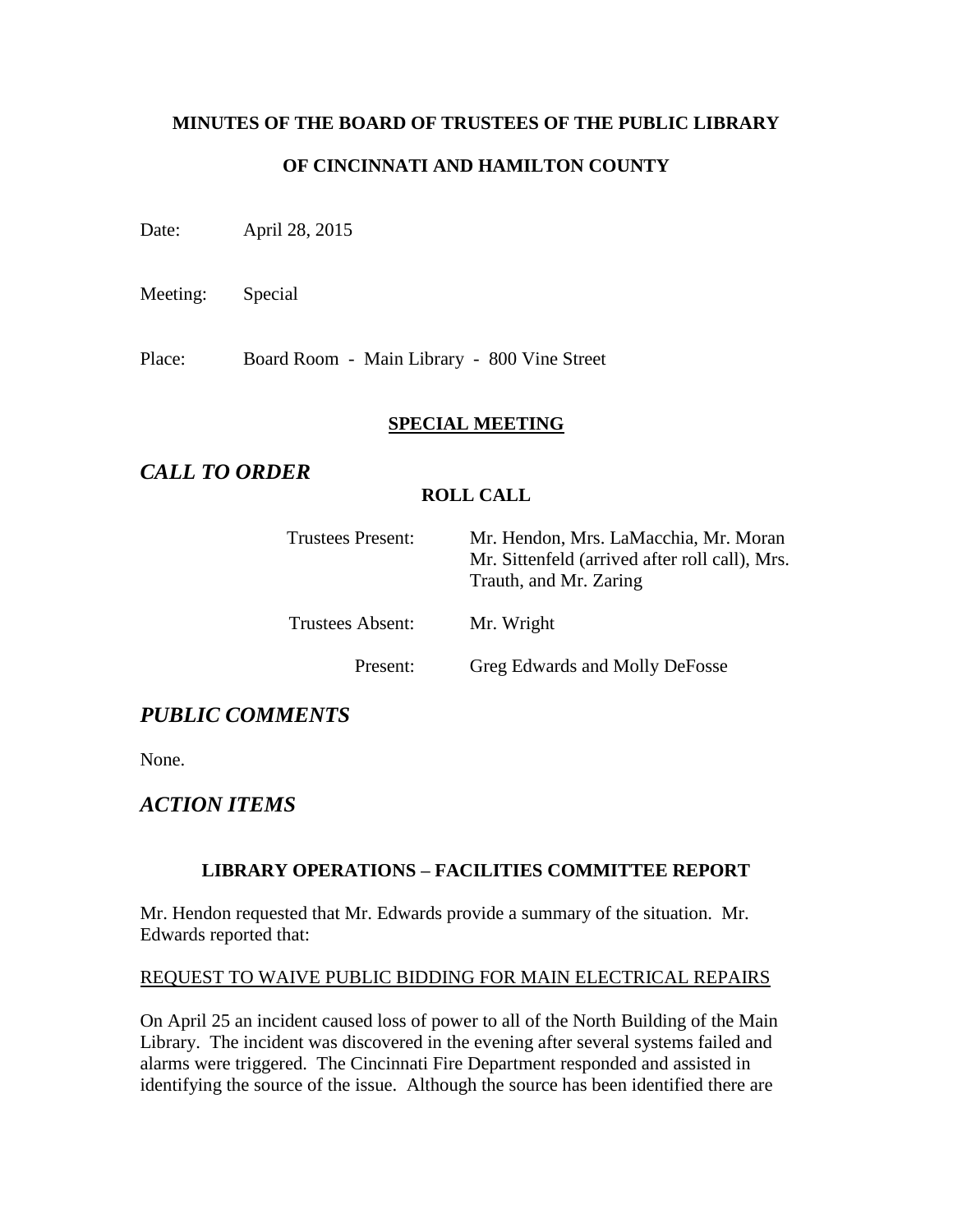**MINUTES OF THE BOARD OF TRUSTEES OF THE PUBLIC LIBRARY**

**OF CINCINNATI AND HAMILTON COUNTY**

Date: April 28, 2015

Meeting: Special

Place: Board Room - Main Library - 800 Vine Street

**SPECIAL MEETING**

## *CALL TO ORDER*

**ROLL CALL**

| | |
|---|---|
| Trustees Present: | Mr. Hendon, Mrs. LaMacchia, Mr. Moran Mr. Sittenfeld (arrived after roll call), Mrs. Trauth, and Mr. Zaring |
| Trustees Absent: | Mr. Wright |
| Present: | Greg Edwards and Molly DeFosse |

## *PUBLIC COMMENTS*

None.

## *ACTION ITEMS*

**LIBRARY OPERATIONS – FACILITIES COMMITTEE REPORT**

Mr. Hendon requested that Mr. Edwards provide a summary of the situation. Mr. Edwards reported that:

REQUEST TO WAIVE PUBLIC BIDDING FOR MAIN ELECTRICAL REPAIRS

On April 25 an incident caused loss of power to all of the North Building of the Main Library. The incident was discovered in the evening after several systems failed and alarms were triggered. The Cincinnati Fire Department responded and assisted in identifying the source of the issue. Although the source has been identified there are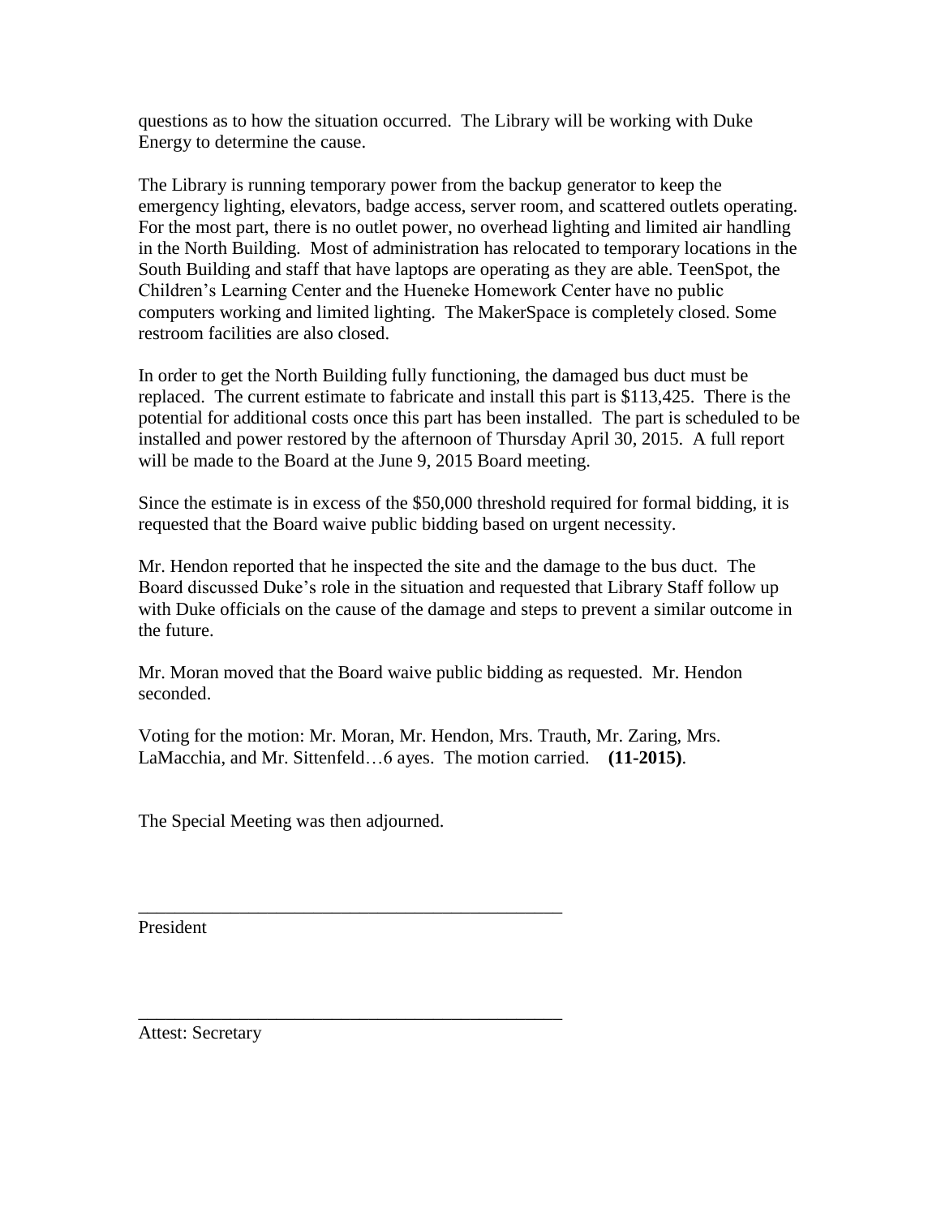questions as to how the situation occurred. The Library will be working with Duke Energy to determine the cause.

The Library is running temporary power from the backup generator to keep the emergency lighting, elevators, badge access, server room, and scattered outlets operating. For the most part, there is no outlet power, no overhead lighting and limited air handling in the North Building. Most of administration has relocated to temporary locations in the South Building and staff that have laptops are operating as they are able. TeenSpot, the Children's Learning Center and the Hueneke Homework Center have no public computers working and limited lighting. The MakerSpace is completely closed. Some restroom facilities are also closed.

In order to get the North Building fully functioning, the damaged bus duct must be replaced. The current estimate to fabricate and install this part is $113,425. There is the potential for additional costs once this part has been installed. The part is scheduled to be installed and power restored by the afternoon of Thursday April 30, 2015. A full report will be made to the Board at the June 9, 2015 Board meeting.

Since the estimate is in excess of the $50,000 threshold required for formal bidding, it is requested that the Board waive public bidding based on urgent necessity.

Mr. Hendon reported that he inspected the site and the damage to the bus duct. The Board discussed Duke's role in the situation and requested that Library Staff follow up with Duke officials on the cause of the damage and steps to prevent a similar outcome in the future.

Mr. Moran moved that the Board waive public bidding as requested. Mr. Hendon seconded.

Voting for the motion: Mr. Moran, Mr. Hendon, Mrs. Trauth, Mr. Zaring, Mrs. LaMacchia, and Mr. Sittenfeld…6 ayes. The motion carried. **(11-2015)**.

The Special Meeting was then adjourned.

_______________________________________________

President

_______________________________________________

Attest: Secretary